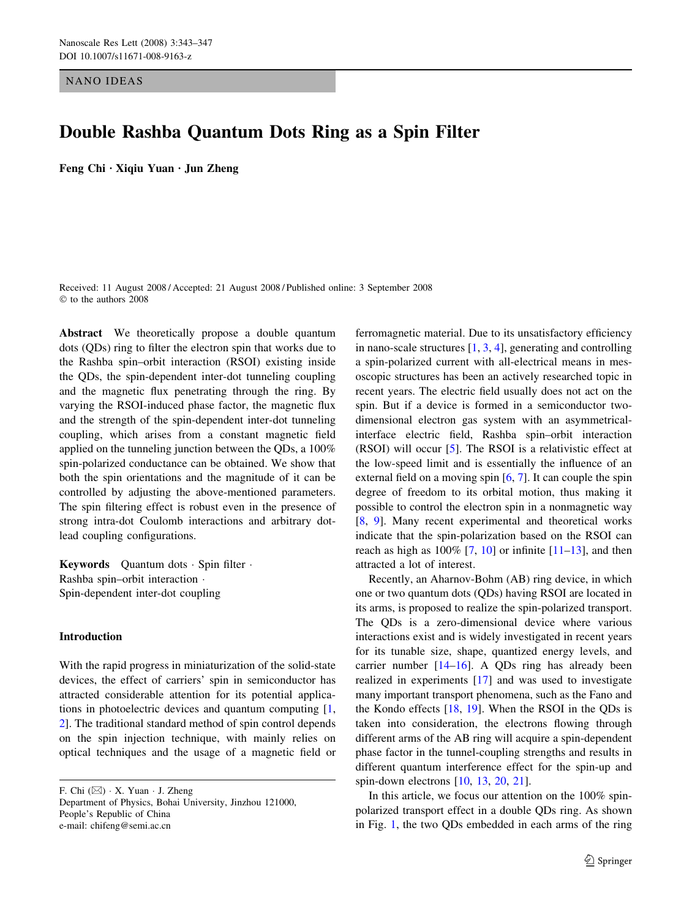NANO IDEAS

# Double Rashba Quantum Dots Ring as a Spin Filter

**Feng Chi · Xiqiu Yuan · Jun Zheng**

Received: 11 August 2008 / Accepted: 21 August 2008 / Published online: 3 September 2008
© to the authors 2008

**Abstract** We theoretically propose a double quantum dots (QDs) ring to filter the electron spin that works due to the Rashba spin–orbit interaction (RSOI) existing inside the QDs, the spin-dependent inter-dot tunneling coupling and the magnetic flux penetrating through the ring. By varying the RSOI-induced phase factor, the magnetic flux and the strength of the spin-dependent inter-dot tunneling coupling, which arises from a constant magnetic field applied on the tunneling junction between the QDs, a 100% spin-polarized conductance can be obtained. We show that both the spin orientations and the magnitude of it can be controlled by adjusting the above-mentioned parameters. The spin filtering effect is robust even in the presence of strong intra-dot Coulomb interactions and arbitrary dot-lead coupling configurations.

**Keywords** Quantum dots · Spin filter · Rashba spin–orbit interaction · Spin-dependent inter-dot coupling

## Introduction

With the rapid progress in miniaturization of the solid-state devices, the effect of carriers' spin in semiconductor has attracted considerable attention for its potential applications in photoelectric devices and quantum computing [1, 2]. The traditional standard method of spin control depends on the spin injection technique, with mainly relies on optical techniques and the usage of a magnetic field or ferromagnetic material. Due to its unsatisfactory efficiency in nano-scale structures [1, 3, 4], generating and controlling a spin-polarized current with all-electrical means in mesoscopic structures has been an actively researched topic in recent years. The electric field usually does not act on the spin. But if a device is formed in a semiconductor two-dimensional electron gas system with an asymmetrical-interface electric field, Rashba spin–orbit interaction (RSOI) will occur [5]. The RSOI is a relativistic effect at the low-speed limit and is essentially the influence of an external field on a moving spin [6, 7]. It can couple the spin degree of freedom to its orbital motion, thus making it possible to control the electron spin in a nonmagnetic way [8, 9]. Many recent experimental and theoretical works indicate that the spin-polarization based on the RSOI can reach as high as 100% [7, 10] or infinite [11–13], and then attracted a lot of interest.

Recently, an Aharnov-Bohm (AB) ring device, in which one or two quantum dots (QDs) having RSOI are located in its arms, is proposed to realize the spin-polarized transport. The QDs is a zero-dimensional device where various interactions exist and is widely investigated in recent years for its tunable size, shape, quantized energy levels, and carrier number [14–16]. A QDs ring has already been realized in experiments [17] and was used to investigate many important transport phenomena, such as the Fano and the Kondo effects [18, 19]. When the RSOI in the QDs is taken into consideration, the electrons flowing through different arms of the AB ring will acquire a spin-dependent phase factor in the tunnel-coupling strengths and results in different quantum interference effect for the spin-up and spin-down electrons [10, 13, 20, 21].

In this article, we focus our attention on the 100% spin-polarized transport effect in a double QDs ring. As shown in Fig. 1, the two QDs embedded in each arms of the ring

F. Chi (✉) · X. Yuan · J. Zheng
Department of Physics, Bohai University, Jinzhou 121000, People's Republic of China
e-mail: chifeng@semi.ac.cn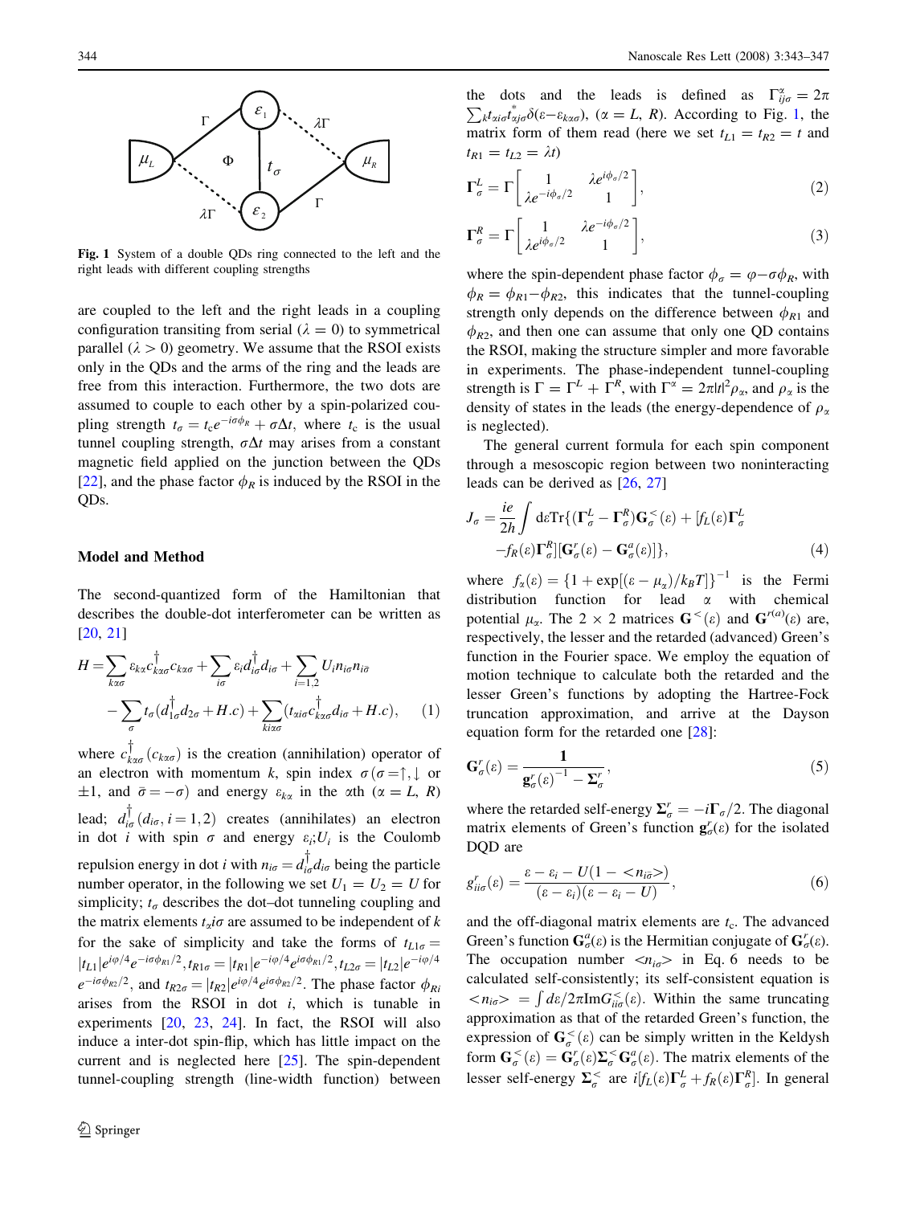Fig. 1 System of a double QDs ring connected to the left and the right leads with different coupling strengths

are coupled to the left and the right leads in a coupling configuration transiting from serial ($\lambda = 0$) to symmetrical parallel ($\lambda > 0$) geometry. We assume that the RSOI exists only in the QDs and the arms of the ring and the leads are free from this interaction. Furthermore, the two dots are assumed to couple to each other by a spin-polarized coupling strength $t_\sigma = t_c e^{-i\sigma\phi_R} + \sigma\Delta t$, where $t_c$ is the usual tunnel coupling strength, $\sigma\Delta t$ may arises from a constant magnetic field applied on the junction between the QDs [22], and the phase factor $\phi_R$ is induced by the RSOI in the QDs.

## Model and Method

The second-quantized form of the Hamiltonian that describes the double-dot interferometer can be written as [20, 21]

$$H = \sum_{k\alpha\sigma} \varepsilon_{k\alpha} c^{\dagger}_{k\alpha\sigma} c_{k\alpha\sigma} + \sum_{i\sigma} \varepsilon_i d^{\dagger}_{i\sigma} d_{i\sigma} + \sum_{i=1,2} U_i n_{i\sigma} n_{i\bar{\sigma}} - \sum_{\sigma} t_\sigma (d^{\dagger}_{1\sigma} d_{2\sigma} + H.c) + \sum_{ki\alpha\sigma} (t_{\alpha i\sigma} c^{\dagger}_{k\alpha\sigma} d_{i\sigma} + H.c), \quad (1)$$

where $c^{\dagger}_{k\alpha\sigma}$ ($c_{k\alpha\sigma}$) is the creation (annihilation) operator of an electron with momentum $k$, spin index $\sigma$ ($\sigma = \uparrow, \downarrow$ or $\pm 1$, and $\bar{\sigma} = -\sigma$) and energy $\varepsilon_{k\alpha}$ in the $\alpha$th ($\alpha = L, R$) lead; $d^{\dagger}_{i\sigma}$ ($d_{i\sigma}$, $i = 1, 2$) creates (annihilates) an electron in dot $i$ with spin $\sigma$ and energy $\varepsilon_i$; $U_i$ is the Coulomb repulsion energy in dot $i$ with $n_{i\sigma} = d^{\dagger}_{i\sigma} d_{i\sigma}$ being the particle number operator, in the following we set $U_1 = U_2 = U$ for simplicity; $t_\sigma$ describes the dot–dot tunneling coupling and the matrix elements $t_{\alpha}i\sigma$ are assumed to be independent of $k$ for the sake of simplicity and take the forms of $t_{L1\sigma} = |t_{L1}| e^{i\varphi/4} e^{-i\sigma\phi_{R1}/2}$, $t_{R1\sigma} = |t_{R1}| e^{-i\varphi/4} e^{i\sigma\phi_{R1}/2}$, $t_{L2\sigma} = |t_{L2}| e^{-i\varphi/4} e^{-i\sigma\phi_{R2}/2}$, and $t_{R2\sigma} = |t_{R2}| e^{i\varphi/4} e^{i\sigma\phi_{R2}/2}$. The phase factor $\phi_{Ri}$ arises from the RSOI in dot $i$, which is tunable in experiments [20, 23, 24]. In fact, the RSOI will also induce a inter-dot spin-flip, which has little impact on the current and is neglected here [25]. The spin-dependent tunnel-coupling strength (line-width function) between the dots and the leads is defined as $\Gamma^{\alpha}_{ij\sigma} = 2\pi \sum_k t_{\alpha i\sigma} t^{*}_{\alpha j\sigma} \delta(\varepsilon - \varepsilon_{k\alpha\sigma})$, ($\alpha = L, R$). According to Fig. 1, the matrix form of them read (here we set $t_{L1} = t_{R2} = t$ and $t_{R1} = t_{L2} = \lambda t$)

$$\mathbf{\Gamma}^{L}_{\sigma} = \Gamma \begin{bmatrix} 1 & \lambda e^{i\phi_\sigma/2} \\ \lambda e^{-i\phi_\sigma/2} & 1 \end{bmatrix}, \quad (2)$$

$$\mathbf{\Gamma}^{R}_{\sigma} = \Gamma \begin{bmatrix} 1 & \lambda e^{-i\phi_\sigma/2} \\ \lambda e^{i\phi_\sigma/2} & 1 \end{bmatrix}, \quad (3)$$

where the spin-dependent phase factor $\phi_\sigma = \varphi - \sigma\phi_R$, with $\phi_R = \phi_{R1} - \phi_{R2}$, this indicates that the tunnel-coupling strength only depends on the difference between $\phi_{R1}$ and $\phi_{R2}$, and then one can assume that only one QD contains the RSOI, making the structure simpler and more favorable in experiments. The phase-independent tunnel-coupling strength is $\Gamma = \Gamma^L + \Gamma^R$, with $\Gamma^\alpha = 2\pi |t|^2 \rho_\alpha$, and $\rho_\alpha$ is the density of states in the leads (the energy-dependence of $\rho_\alpha$ is neglected).

The general current formula for each spin component through a mesoscopic region between two noninteracting leads can be derived as [26, 27]

$$J_\sigma = \frac{ie}{2h} \int d\varepsilon \mathrm{Tr}\{(\mathbf{\Gamma}^{L}_{\sigma} - \mathbf{\Gamma}^{R}_{\sigma}) \mathbf{G}^{<}_{\sigma}(\varepsilon) + [f_L(\varepsilon) \mathbf{\Gamma}^{L}_{\sigma} - f_R(\varepsilon) \mathbf{\Gamma}^{R}_{\sigma}][\mathbf{G}^{r}_{\sigma}(\varepsilon) - \mathbf{G}^{a}_{\sigma}(\varepsilon)]\}, \quad (4)$$

where $f_\alpha(\varepsilon) = \{1 + \exp[(\varepsilon - \mu_\alpha)/k_B T]\}^{-1}$ is the Fermi distribution function for lead $\alpha$ with chemical potential $\mu_\alpha$. The $2 \times 2$ matrices $\mathbf{G}^{<}(\varepsilon)$ and $\mathbf{G}^{r(a)}(\varepsilon)$ are, respectively, the lesser and the retarded (advanced) Green's function in the Fourier space. We employ the equation of motion technique to calculate both the retarded and the lesser Green's functions by adopting the Hartree-Fock truncation approximation, and arrive at the Dayson equation form for the retarded one [28]:

$$\mathbf{G}^{r}_{\sigma}(\varepsilon) = \frac{\mathbf{1}}{\mathbf{g}^{r}_{\sigma}(\varepsilon)^{-1} - \mathbf{\Sigma}^{r}_{\sigma}}, \quad (5)$$

where the retarded self-energy $\mathbf{\Sigma}^{r}_{\sigma} = -i\mathbf{\Gamma}_{\sigma}/2$. The diagonal matrix elements of Green's function $\mathbf{g}^{r}_{\sigma}(\varepsilon)$ for the isolated DQD are

$$g^{r}_{ii\sigma}(\varepsilon) = \frac{\varepsilon - \varepsilon_i - U(1 - \langle n_{i\bar{\sigma}} \rangle)}{(\varepsilon - \varepsilon_i)(\varepsilon - \varepsilon_i - U)}, \quad (6)$$

and the off-diagonal matrix elements are $t_c$. The advanced Green's function $\mathbf{G}^{a}_{\sigma}(\varepsilon)$ is the Hermitian conjugate of $\mathbf{G}^{r}_{\sigma}(\varepsilon)$. The occupation number $\langle n_{i\sigma} \rangle$ in Eq. 6 needs to be calculated self-consistently; its self-consistent equation is $\langle n_{i\sigma} \rangle = \int d\varepsilon / 2\pi \mathrm{Im} G^{<}_{ii\sigma}(\varepsilon)$. Within the same truncating approximation as that of the retarded Green's function, the expression of $\mathbf{G}^{<}_{\sigma}(\varepsilon)$ can be simply written in the Keldysh form $\mathbf{G}^{<}_{\sigma}(\varepsilon) = \mathbf{G}^{r}_{\sigma}(\varepsilon) \mathbf{\Sigma}^{<}_{\sigma} \mathbf{G}^{a}_{\sigma}(\varepsilon)$. The matrix elements of the lesser self-energy $\mathbf{\Sigma}^{<}_{\sigma}$ are $i[f_L(\varepsilon) \mathbf{\Gamma}^{L}_{\sigma} + f_R(\varepsilon) \mathbf{\Gamma}^{R}_{\sigma}]$. In general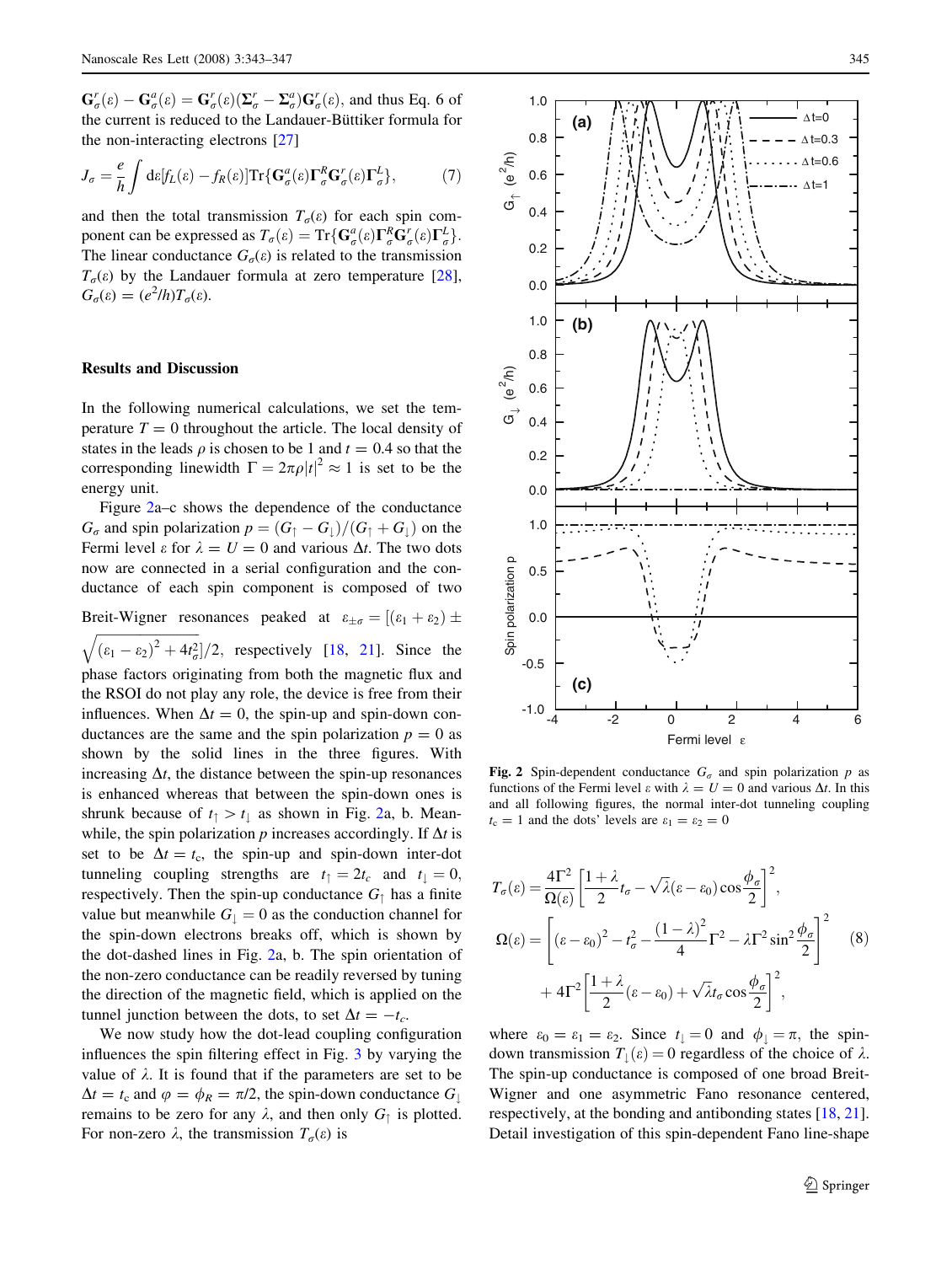$\mathbf{G}^r_\sigma(\varepsilon) - \mathbf{G}^a_\sigma(\varepsilon) = \mathbf{G}^r_\sigma(\varepsilon)(\boldsymbol{\Sigma}^r_\sigma - \boldsymbol{\Sigma}^a_\sigma)\mathbf{G}^r_\sigma(\varepsilon)$, and thus Eq. 6 of the current is reduced to the Landauer-Büttiker formula for the non-interacting electrons [27]

$$J_\sigma = \frac{e}{h}\int d\varepsilon [f_L(\varepsilon) - f_R(\varepsilon)]\mathrm{Tr}\{\mathbf{G}^a_\sigma(\varepsilon)\boldsymbol{\Gamma}^R_\sigma \mathbf{G}^r_\sigma(\varepsilon)\boldsymbol{\Gamma}^L_\sigma\}, \qquad (7)$$

and then the total transmission $T_\sigma(\varepsilon)$ for each spin component can be expressed as $T_\sigma(\varepsilon) = \mathrm{Tr}\{\mathbf{G}^a_\sigma(\varepsilon)\boldsymbol{\Gamma}^R_\sigma \mathbf{G}^r_\sigma(\varepsilon)\boldsymbol{\Gamma}^L_\sigma\}$. The linear conductance $G_\sigma(\varepsilon)$ is related to the transmission $T_\sigma(\varepsilon)$ by the Landauer formula at zero temperature [28], $G_\sigma(\varepsilon) = (e^2/h)T_\sigma(\varepsilon)$.

## Results and Discussion

In the following numerical calculations, we set the temperature $T = 0$ throughout the article. The local density of states in the leads $\rho$ is chosen to be 1 and $t = 0.4$ so that the corresponding linewidth $\Gamma = 2\pi\rho|t|^2 \approx 1$ is set to be the energy unit.

Figure 2a–c shows the dependence of the conductance $G_\sigma$ and spin polarization $p = (G_\uparrow - G_\downarrow)/(G_\uparrow + G_\downarrow)$ on the Fermi level $\varepsilon$ for $\lambda = U = 0$ and various $\Delta t$. The two dots now are connected in a serial configuration and the conductance of each spin component is composed of two Breit-Wigner resonances peaked at $\varepsilon_{\pm\sigma} = [(\varepsilon_1 + \varepsilon_2) \pm \sqrt{(\varepsilon_1 - \varepsilon_2)^2 + 4t_\sigma^2}]/2$, respectively [18, 21]. Since the phase factors originating from both the magnetic flux and the RSOI do not play any role, the device is free from their influences. When $\Delta t = 0$, the spin-up and spin-down conductances are the same and the spin polarization $p = 0$ as shown by the solid lines in the three figures. With increasing $\Delta t$, the distance between the spin-up resonances is enhanced whereas that between the spin-down ones is shrunk because of $t_\uparrow > t_\downarrow$ as shown in Fig. 2a, b. Meanwhile, the spin polarization $p$ increases accordingly. If $\Delta t$ is set to be $\Delta t = t_c$, the spin-up and spin-down inter-dot tunneling coupling strengths are $t_\uparrow = 2t_c$ and $t_\downarrow = 0$, respectively. Then the spin-up conductance $G_\uparrow$ has a finite value but meanwhile $G_\downarrow = 0$ as the conduction channel for the spin-down electrons breaks off, which is shown by the dot-dashed lines in Fig. 2a, b. The spin orientation of the non-zero conductance can be readily reversed by tuning the direction of the magnetic field, which is applied on the tunnel junction between the dots, to set $\Delta t = -t_c$.

We now study how the dot-lead coupling configuration influences the spin filtering effect in Fig. 3 by varying the value of $\lambda$. It is found that if the parameters are set to be $\Delta t = t_c$ and $\varphi = \phi_R = \pi/2$, the spin-down conductance $G_\downarrow$ remains to be zero for any $\lambda$, and then only $G_\uparrow$ is plotted. For non-zero $\lambda$, the transmission $T_\sigma(\varepsilon)$ is

$$T_\sigma(\varepsilon) = \frac{4\Gamma^2}{\Omega(\varepsilon)}\left[\frac{1+\lambda}{2}t_\sigma - \sqrt{\lambda}(\varepsilon - \varepsilon_0)\cos\frac{\phi_\sigma}{2}\right]^2,$$

$$\Omega(\varepsilon) = \left[(\varepsilon - \varepsilon_0)^2 - t_\sigma^2 - \frac{(1-\lambda)^2}{4}\Gamma^2 - \lambda\Gamma^2\sin^2\frac{\phi_\sigma}{2}\right]^2 + 4\Gamma^2\left[\frac{1+\lambda}{2}(\varepsilon - \varepsilon_0) + \sqrt{\lambda}t_\sigma\cos\frac{\phi_\sigma}{2}\right]^2, \qquad (8)$$

where $\varepsilon_0 = \varepsilon_1 = \varepsilon_2$. Since $t_\downarrow = 0$ and $\phi_\downarrow = \pi$, the spin-down transmission $T_\downarrow(\varepsilon) = 0$ regardless of the choice of $\lambda$. The spin-up conductance is composed of one broad Breit-Wigner and one asymmetric Fano resonance centered, respectively, at the bonding and antibonding states [18, 21]. Detail investigation of this spin-dependent Fano line-shape

**Fig. 2** Spin-dependent conductance $G_\sigma$ and spin polarization $p$ as functions of the Fermi level $\varepsilon$ with $\lambda = U = 0$ and various $\Delta t$. In this and all following figures, the normal inter-dot tunneling coupling $t_c = 1$ and the dots' levels are $\varepsilon_1 = \varepsilon_2 = 0$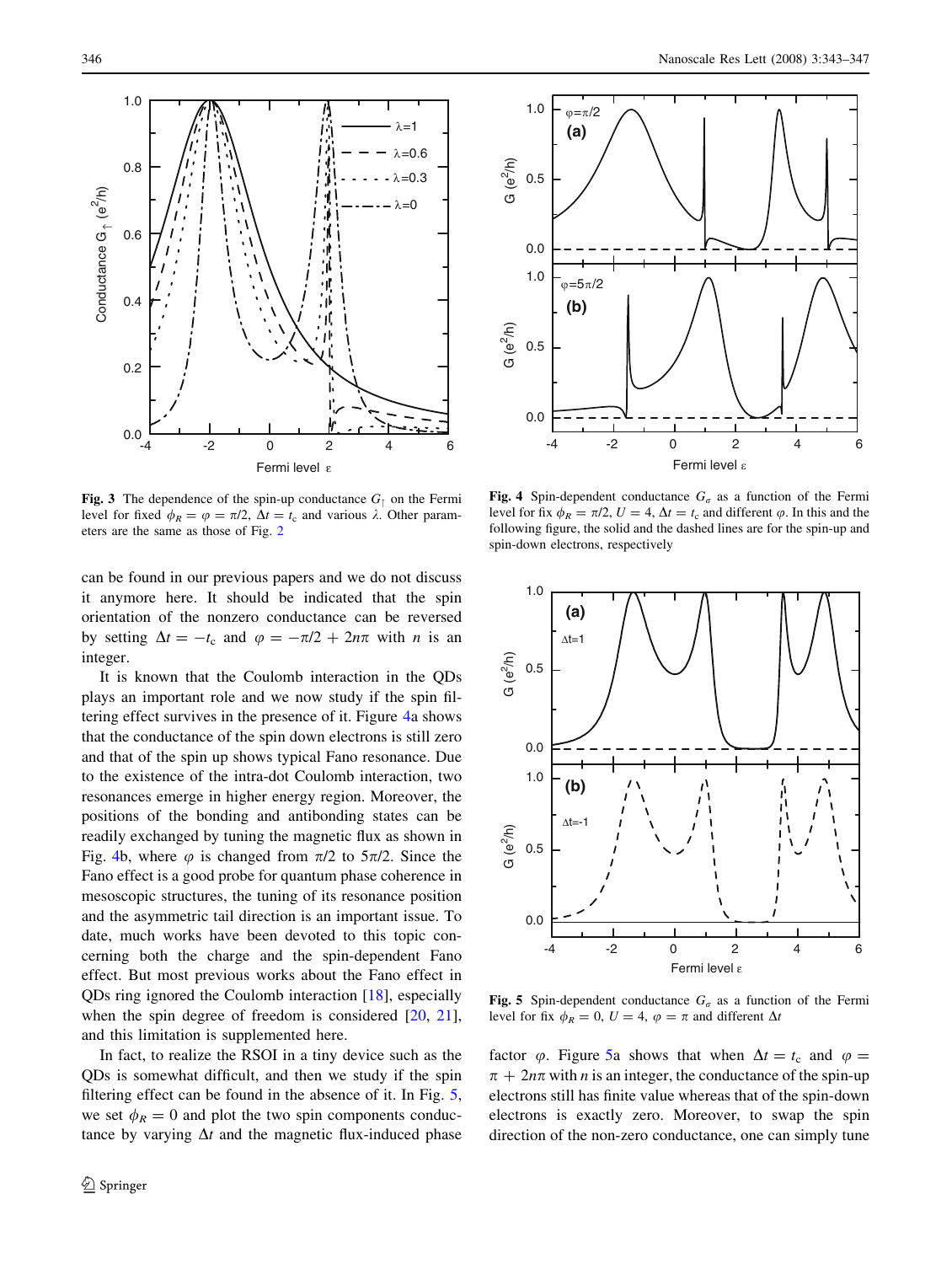Fig. 3 The dependence of the spin-up conductance $G_\uparrow$ on the Fermi level for fixed $\phi_R = \varphi = \pi/2$, $\Delta t = t_c$ and various $\lambda$. Other parameters are the same as those of Fig. 2

Fig. 4 Spin-dependent conductance $G_\sigma$ as a function of the Fermi level for fix $\phi_R = \pi/2$, $U = 4$, $\Delta t = t_c$ and different $\varphi$. In this and the following figure, the solid and the dashed lines are for the spin-up and spin-down electrons, respectively

can be found in our previous papers and we do not discuss it anymore here. It should be indicated that the spin orientation of the nonzero conductance can be reversed by setting $\Delta t = -t_c$ and $\varphi = -\pi/2 + 2n\pi$ with $n$ is an integer.

It is known that the Coulomb interaction in the QDs plays an important role and we now study if the spin filtering effect survives in the presence of it. Figure 4a shows that the conductance of the spin down electrons is still zero and that of the spin up shows typical Fano resonance. Due to the existence of the intra-dot Coulomb interaction, two resonances emerge in higher energy region. Moreover, the positions of the bonding and antibonding states can be readily exchanged by tuning the magnetic flux as shown in Fig. 4b, where $\varphi$ is changed from $\pi/2$ to $5\pi/2$. Since the Fano effect is a good probe for quantum phase coherence in mesoscopic structures, the tuning of its resonance position and the asymmetric tail direction is an important issue. To date, much works have been devoted to this topic concerning both the charge and the spin-dependent Fano effect. But most previous works about the Fano effect in QDs ring ignored the Coulomb interaction [18], especially when the spin degree of freedom is considered [20, 21], and this limitation is supplemented here.

In fact, to realize the RSOI in a tiny device such as the QDs is somewhat difficult, and then we study if the spin filtering effect can be found in the absence of it. In Fig. 5, we set $\phi_R = 0$ and plot the two spin components conductance by varying $\Delta t$ and the magnetic flux-induced phase factor $\varphi$. Figure 5a shows that when $\Delta t = t_c$ and $\varphi = \pi + 2n\pi$ with $n$ is an integer, the conductance of the spin-up electrons still has finite value whereas that of the spin-down electrons is exactly zero. Moreover, to swap the spin direction of the non-zero conductance, one can simply tune

Fig. 5 Spin-dependent conductance $G_\sigma$ as a function of the Fermi level for fix $\phi_R = 0$, $U = 4$, $\varphi = \pi$ and different $\Delta t$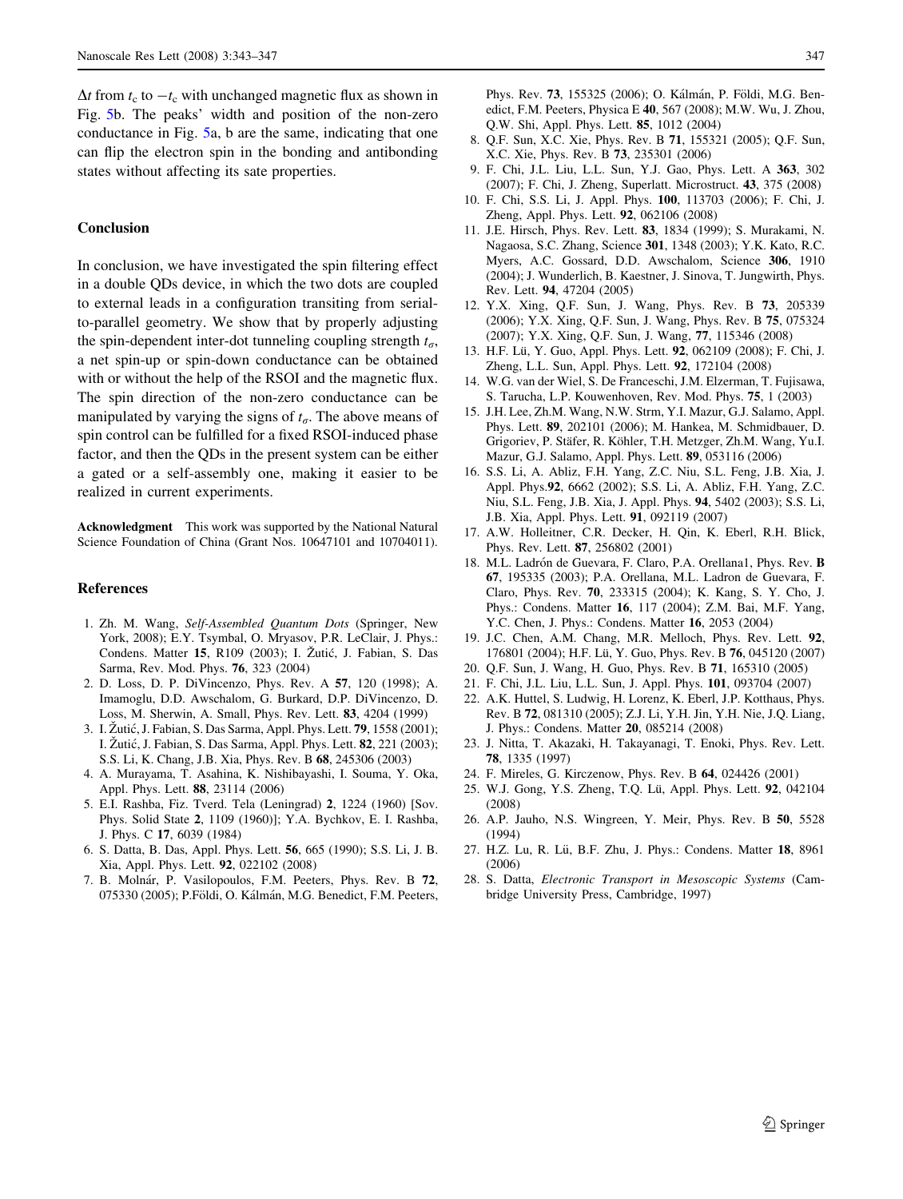$\Delta t$ from $t_c$ to $-t_c$ with unchanged magnetic flux as shown in Fig. 5b. The peaks' width and position of the non-zero conductance in Fig. 5a, b are the same, indicating that one can flip the electron spin in the bonding and antibonding states without affecting its sate properties.

## Conclusion

In conclusion, we have investigated the spin filtering effect in a double QDs device, in which the two dots are coupled to external leads in a configuration transiting from serial-to-parallel geometry. We show that by properly adjusting the spin-dependent inter-dot tunneling coupling strength $t_\sigma$, a net spin-up or spin-down conductance can be obtained with or without the help of the RSOI and the magnetic flux. The spin direction of the non-zero conductance can be manipulated by varying the signs of $t_\sigma$. The above means of spin control can be fulfilled for a fixed RSOI-induced phase factor, and then the QDs in the present system can be either a gated or a self-assembly one, making it easier to be realized in current experiments.

**Acknowledgment** This work was supported by the National Natural Science Foundation of China (Grant Nos. 10647101 and 10704011).

## References

1. Zh. M. Wang, *Self-Assembled Quantum Dots* (Springer, New York, 2008); E.Y. Tsymbal, O. Mryasov, P.R. LeClair, J. Phys.: Condens. Matter **15**, R109 (2003); I. Žutić, J. Fabian, S. Das Sarma, Rev. Mod. Phys. **76**, 323 (2004)
2. D. Loss, D. P. DiVincenzo, Phys. Rev. A **57**, 120 (1998); A. Imamoglu, D.D. Awschalom, G. Burkard, D.P. DiVincenzo, D. Loss, M. Sherwin, A. Small, Phys. Rev. Lett. **83**, 4204 (1999)
3. I. Žutić, J. Fabian, S. Das Sarma, Appl. Phys. Lett. **79**, 1558 (2001); I. Žutić, J. Fabian, S. Das Sarma, Appl. Phys. Lett. **82**, 221 (2003); S.S. Li, K. Chang, J.B. Xia, Phys. Rev. B **68**, 245306 (2003)
4. A. Murayama, T. Asahina, K. Nishibayashi, I. Souma, Y. Oka, Appl. Phys. Lett. **88**, 23114 (2006)
5. E.I. Rashba, Fiz. Tverd. Tela (Leningrad) **2**, 1224 (1960) [Sov. Phys. Solid State **2**, 1109 (1960)]; Y.A. Bychkov, E. I. Rashba, J. Phys. C **17**, 6039 (1984)
6. S. Datta, B. Das, Appl. Phys. Lett. **56**, 665 (1990); S.S. Li, J. B. Xia, Appl. Phys. Lett. **92**, 022102 (2008)
7. B. Molnár, P. Vasilopoulos, F.M. Peeters, Phys. Rev. B **72**, 075330 (2005); P.Földi, O. Kálmán, M.G. Benedict, F.M. Peeters, Phys. Rev. **73**, 155325 (2006); O. Kálmán, P. Földi, M.G. Benedict, F.M. Peeters, Physica E **40**, 567 (2008); M.W. Wu, J. Zhou, Q.W. Shi, Appl. Phys. Lett. **85**, 1012 (2004)
8. Q.F. Sun, X.C. Xie, Phys. Rev. B **71**, 155321 (2005); Q.F. Sun, X.C. Xie, Phys. Rev. B **73**, 235301 (2006)
9. F. Chi, J.L. Liu, L.L. Sun, Y.J. Gao, Phys. Lett. A **363**, 302 (2007); F. Chi, J. Zheng, Superlatt. Microstruct. **43**, 375 (2008)
10. F. Chi, S.S. Li, J. Appl. Phys. **100**, 113703 (2006); F. Chi, J. Zheng, Appl. Phys. Lett. **92**, 062106 (2008)
11. J.E. Hirsch, Phys. Rev. Lett. **83**, 1834 (1999); S. Murakami, N. Nagaosa, S.C. Zhang, Science **301**, 1348 (2003); Y.K. Kato, R.C. Myers, A.C. Gossard, D.D. Awschalom, Science **306**, 1910 (2004); J. Wunderlich, B. Kaestner, J. Sinova, T. Jungwirth, Phys. Rev. Lett. **94**, 47204 (2005)
12. Y.X. Xing, Q.F. Sun, J. Wang, Phys. Rev. B **73**, 205339 (2006); Y.X. Xing, Q.F. Sun, J. Wang, Phys. Rev. B **75**, 075324 (2007); Y.X. Xing, Q.F. Sun, J. Wang, **77**, 115346 (2008)
13. H.F. Lü, Y. Guo, Appl. Phys. Lett. **92**, 062109 (2008); F. Chi, J. Zheng, L.L. Sun, Appl. Phys. Lett. **92**, 172104 (2008)
14. W.G. van der Wiel, S. De Franceschi, J.M. Elzerman, T. Fujisawa, S. Tarucha, L.P. Kouwenhoven, Rev. Mod. Phys. **75**, 1 (2003)
15. J.H. Lee, Zh.M. Wang, N.W. Strm, Y.I. Mazur, G.J. Salamo, Appl. Phys. Lett. **89**, 202101 (2006); M. Hankea, M. Schmidbauer, D. Grigoriev, P. Stäfer, R. Köhler, T.H. Metzger, Zh.M. Wang, Yu.I. Mazur, G.J. Salamo, Appl. Phys. Lett. **89**, 053116 (2006)
16. S.S. Li, A. Abliz, F.H. Yang, Z.C. Niu, S.L. Feng, J.B. Xia, J. Appl. Phys.**92**, 6662 (2002); S.S. Li, A. Abliz, F.H. Yang, Z.C. Niu, S.L. Feng, J.B. Xia, J. Appl. Phys. **94**, 5402 (2003); S.S. Li, J.B. Xia, Appl. Phys. Lett. **91**, 092119 (2007)
17. A.W. Holleitner, C.R. Decker, H. Qin, K. Eberl, R.H. Blick, Phys. Rev. Lett. **87**, 256802 (2001)
18. M.L. Ladrón de Guevara, F. Claro, P.A. Orellana1, Phys. Rev. **B 67**, 195335 (2003); P.A. Orellana, M.L. Ladron de Guevara, F. Claro, Phys. Rev. **70**, 233315 (2004); K. Kang, S. Y. Cho, J. Phys.: Condens. Matter **16**, 117 (2004); Z.M. Bai, M.F. Yang, Y.C. Chen, J. Phys.: Condens. Matter **16**, 2053 (2004)
19. J.C. Chen, A.M. Chang, M.R. Melloch, Phys. Rev. Lett. **92**, 176801 (2004); H.F. Lü, Y. Guo, Phys. Rev. B **76**, 045120 (2007)
20. Q.F. Sun, J. Wang, H. Guo, Phys. Rev. B **71**, 165310 (2005)
21. F. Chi, J.L. Liu, L.L. Sun, J. Appl. Phys. **101**, 093704 (2007)
22. A.K. Huttel, S. Ludwig, H. Lorenz, K. Eberl, J.P. Kotthaus, Phys. Rev. B **72**, 081310 (2005); Z.J. Li, Y.H. Jin, Y.H. Nie, J.Q. Liang, J. Phys.: Condens. Matter **20**, 085214 (2008)
23. J. Nitta, T. Akazaki, H. Takayanagi, T. Enoki, Phys. Rev. Lett. **78**, 1335 (1997)
24. F. Mireles, G. Kirczenow, Phys. Rev. B **64**, 024426 (2001)
25. W.J. Gong, Y.S. Zheng, T.Q. Lü, Appl. Phys. Lett. **92**, 042104 (2008)
26. A.P. Jauho, N.S. Wingreen, Y. Meir, Phys. Rev. B **50**, 5528 (1994)
27. H.Z. Lu, R. Lü, B.F. Zhu, J. Phys.: Condens. Matter **18**, 8961 (2006)
28. S. Datta, *Electronic Transport in Mesoscopic Systems* (Cambridge University Press, Cambridge, 1997)